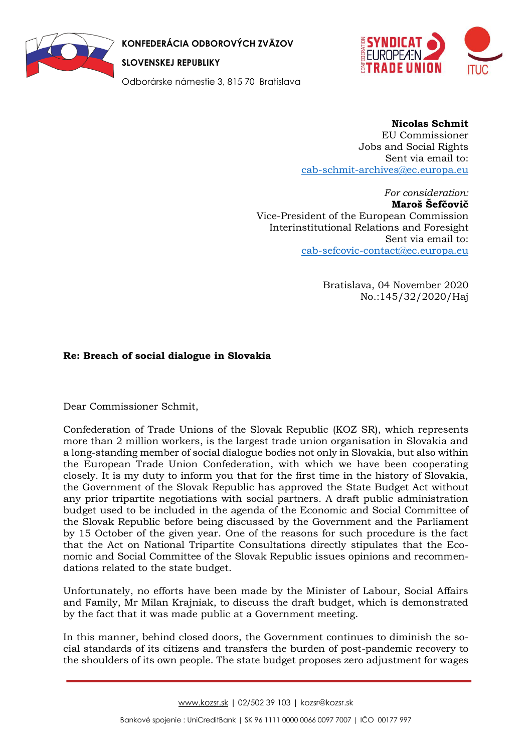**KONFEDERÁCIA ODBOROVÝCH ZVÄZOV**

**SLOVENSKEJ REPUBLIKY**

Odborárske námestie 3, 815 70 Bratislava

**Nicolas Schmit**
EU Commissioner
Jobs and Social Rights
Sent via email to:
cab-schmit-archives@ec.europa.eu

*For consideration:*
**Maroš Šefčovič**
Vice-President of the European Commission
Interinstitutional Relations and Foresight
Sent via email to:
cab-sefcovic-contact@ec.europa.eu

Bratislava, 04 November 2020
No.:145/32/2020/Haj

**Re: Breach of social dialogue in Slovakia**

Dear Commissioner Schmit,

Confederation of Trade Unions of the Slovak Republic (KOZ SR), which represents more than 2 million workers, is the largest trade union organisation in Slovakia and a long-standing member of social dialogue bodies not only in Slovakia, but also within the European Trade Union Confederation, with which we have been cooperating closely. It is my duty to inform you that for the first time in the history of Slovakia, the Government of the Slovak Republic has approved the State Budget Act without any prior tripartite negotiations with social partners. A draft public administration budget used to be included in the agenda of the Economic and Social Committee of the Slovak Republic before being discussed by the Government and the Parliament by 15 October of the given year. One of the reasons for such procedure is the fact that the Act on National Tripartite Consultations directly stipulates that the Economic and Social Committee of the Slovak Republic issues opinions and recommendations related to the state budget.

Unfortunately, no efforts have been made by the Minister of Labour, Social Affairs and Family, Mr Milan Krajniak, to discuss the draft budget, which is demonstrated by the fact that it was made public at a Government meeting.

In this manner, behind closed doors, the Government continues to diminish the social standards of its citizens and transfers the burden of post-pandemic recovery to the shoulders of its own people. The state budget proposes zero adjustment for wages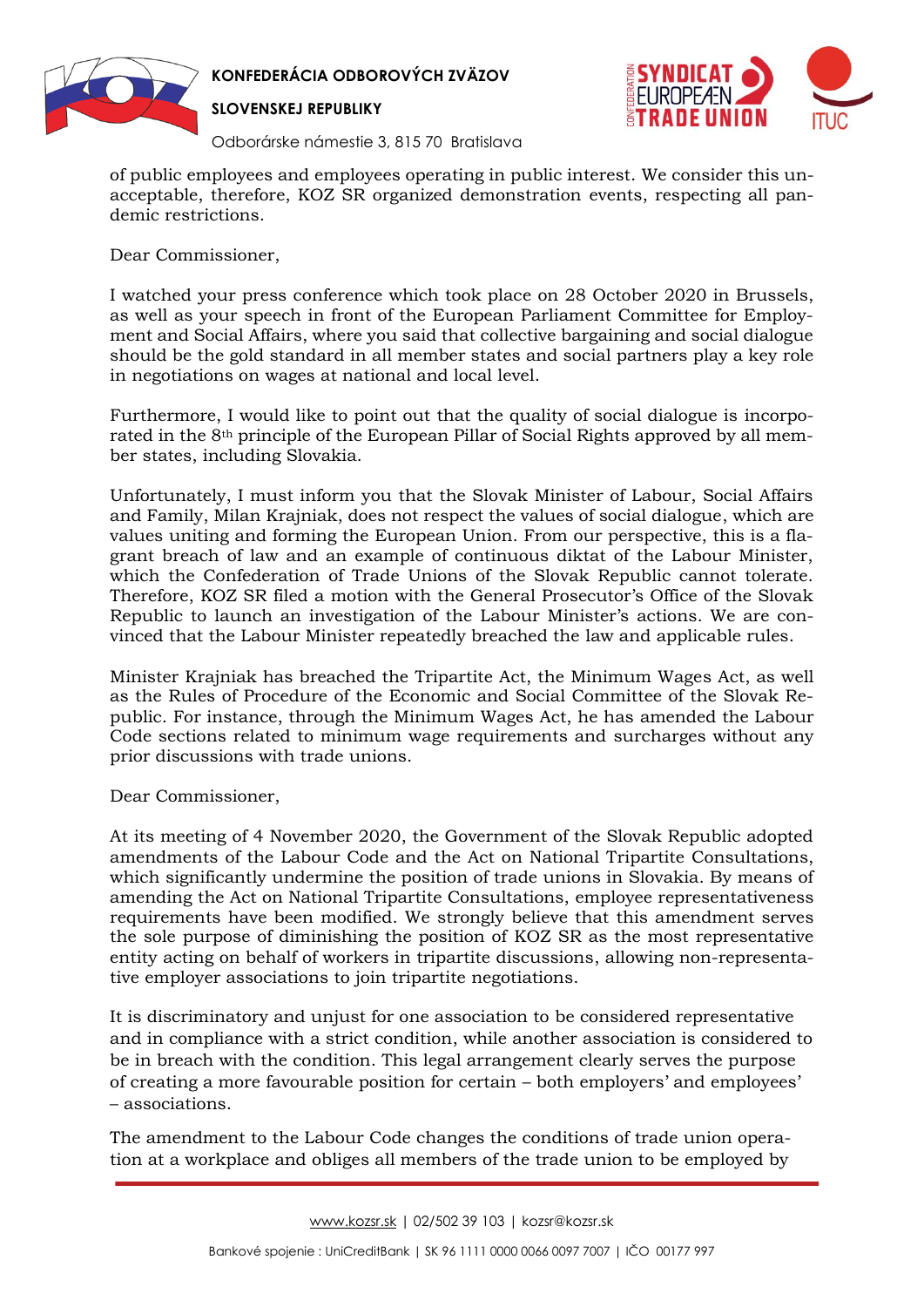of public employees and employees operating in public interest. We consider this unacceptable, therefore, KOZ SR organized demonstration events, respecting all pandemic restrictions.

Dear Commissioner,

I watched your press conference which took place on 28 October 2020 in Brussels, as well as your speech in front of the European Parliament Committee for Employment and Social Affairs, where you said that collective bargaining and social dialogue should be the gold standard in all member states and social partners play a key role in negotiations on wages at national and local level.

Furthermore, I would like to point out that the quality of social dialogue is incorporated in the 8th principle of the European Pillar of Social Rights approved by all member states, including Slovakia.

Unfortunately, I must inform you that the Slovak Minister of Labour, Social Affairs and Family, Milan Krajniak, does not respect the values of social dialogue, which are values uniting and forming the European Union. From our perspective, this is a flagrant breach of law and an example of continuous diktat of the Labour Minister, which the Confederation of Trade Unions of the Slovak Republic cannot tolerate. Therefore, KOZ SR filed a motion with the General Prosecutor's Office of the Slovak Republic to launch an investigation of the Labour Minister's actions. We are convinced that the Labour Minister repeatedly breached the law and applicable rules.

Minister Krajniak has breached the Tripartite Act, the Minimum Wages Act, as well as the Rules of Procedure of the Economic and Social Committee of the Slovak Republic. For instance, through the Minimum Wages Act, he has amended the Labour Code sections related to minimum wage requirements and surcharges without any prior discussions with trade unions.

Dear Commissioner,

At its meeting of 4 November 2020, the Government of the Slovak Republic adopted amendments of the Labour Code and the Act on National Tripartite Consultations, which significantly undermine the position of trade unions in Slovakia. By means of amending the Act on National Tripartite Consultations, employee representativeness requirements have been modified. We strongly believe that this amendment serves the sole purpose of diminishing the position of KOZ SR as the most representative entity acting on behalf of workers in tripartite discussions, allowing non-representative employer associations to join tripartite negotiations.

It is discriminatory and unjust for one association to be considered representative and in compliance with a strict condition, while another association is considered to be in breach with the condition. This legal arrangement clearly serves the purpose of creating a more favourable position for certain – both employers' and employees' – associations.

The amendment to the Labour Code changes the conditions of trade union operation at a workplace and obliges all members of the trade union to be employed by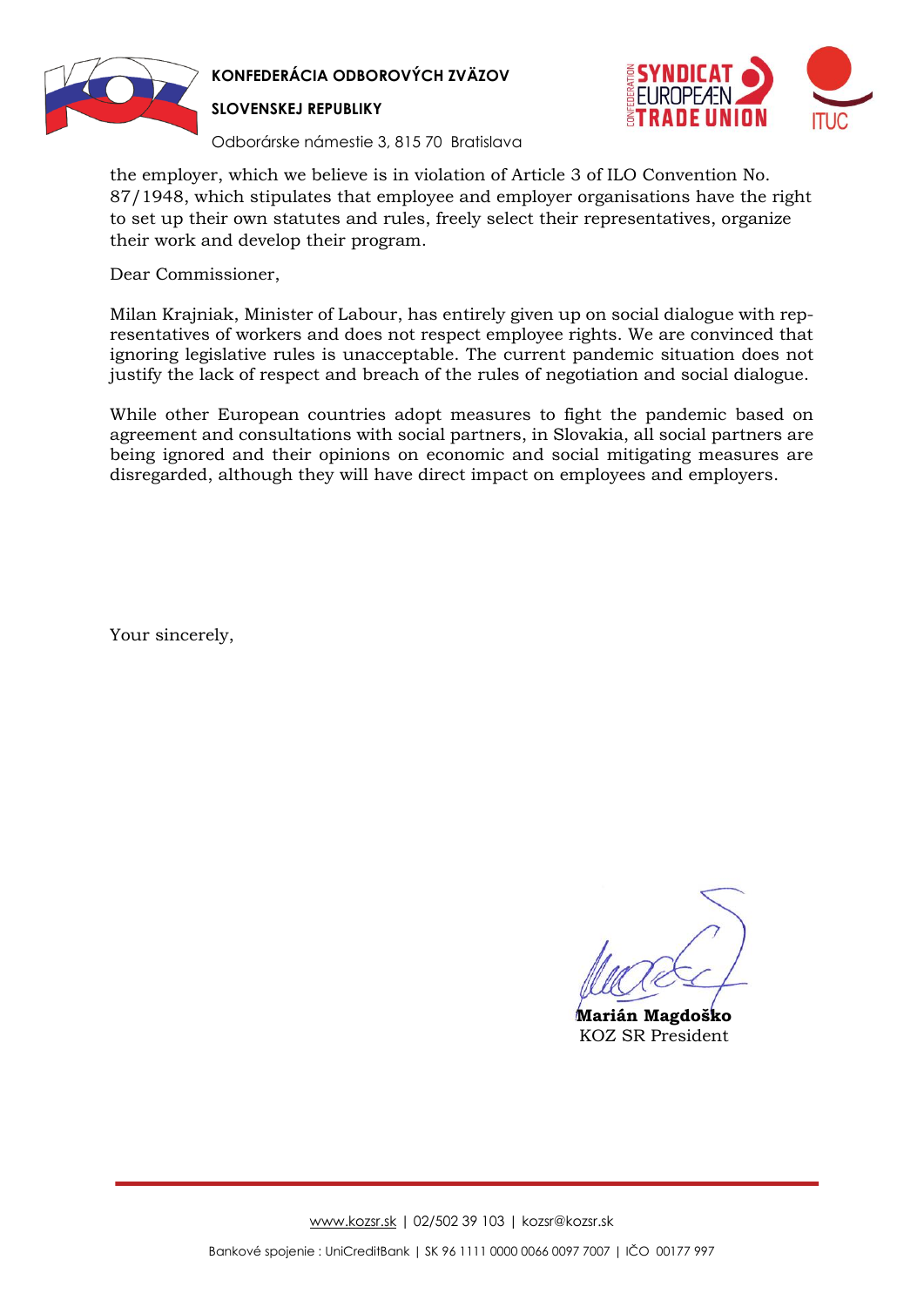the employer, which we believe is in violation of Article 3 of ILO Convention No. 87/1948, which stipulates that employee and employer organisations have the right to set up their own statutes and rules, freely select their representatives, organize their work and develop their program.

Dear Commissioner,

Milan Krajniak, Minister of Labour, has entirely given up on social dialogue with representatives of workers and does not respect employee rights. We are convinced that ignoring legislative rules is unacceptable. The current pandemic situation does not justify the lack of respect and breach of the rules of negotiation and social dialogue.

While other European countries adopt measures to fight the pandemic based on agreement and consultations with social partners, in Slovakia, all social partners are being ignored and their opinions on economic and social mitigating measures are disregarded, although they will have direct impact on employees and employers.

Your sincerely,

**Marián Magdoško**
KOZ SR President